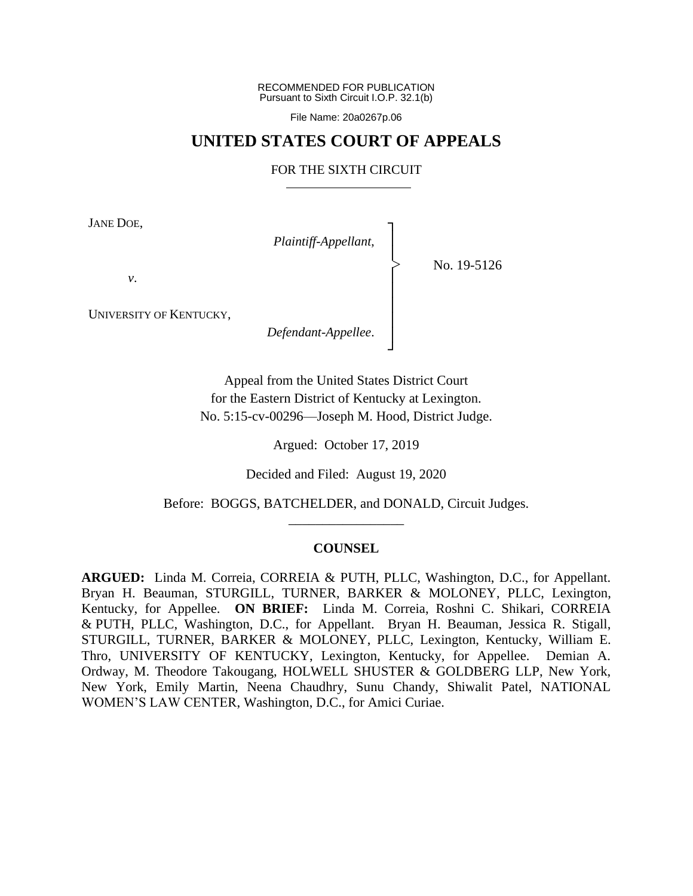RECOMMENDED FOR PUBLICATION
Pursuant to Sixth Circuit I.O.P. 32.1(b)

File Name: 20a0267p.06

# UNITED STATES COURT OF APPEALS

## FOR THE SIXTH CIRCUIT

JANE DOE,

*Plaintiff-Appellant*,

*v*.

UNIVERSITY OF KENTUCKY,

*Defendant-Appellee*.

No. 19-5126

Appeal from the United States District Court
for the Eastern District of Kentucky at Lexington.
No. 5:15-cv-00296—Joseph M. Hood, District Judge.

Argued: October 17, 2019

Decided and Filed: August 19, 2020

Before: BOGGS, BATCHELDER, and DONALD, Circuit Judges.

**COUNSEL**

**ARGUED:** Linda M. Correia, CORREIA & PUTH, PLLC, Washington, D.C., for Appellant. Bryan H. Beauman, STURGILL, TURNER, BARKER & MOLONEY, PLLC, Lexington, Kentucky, for Appellee. **ON BRIEF:** Linda M. Correia, Roshni C. Shikari, CORREIA & PUTH, PLLC, Washington, D.C., for Appellant. Bryan H. Beauman, Jessica R. Stigall, STURGILL, TURNER, BARKER & MOLONEY, PLLC, Lexington, Kentucky, William E. Thro, UNIVERSITY OF KENTUCKY, Lexington, Kentucky, for Appellee. Demian A. Ordway, M. Theodore Takougang, HOLWELL SHUSTER & GOLDBERG LLP, New York, New York, Emily Martin, Neena Chaudhry, Sunu Chandy, Shiwalit Patel, NATIONAL WOMEN'S LAW CENTER, Washington, D.C., for Amici Curiae.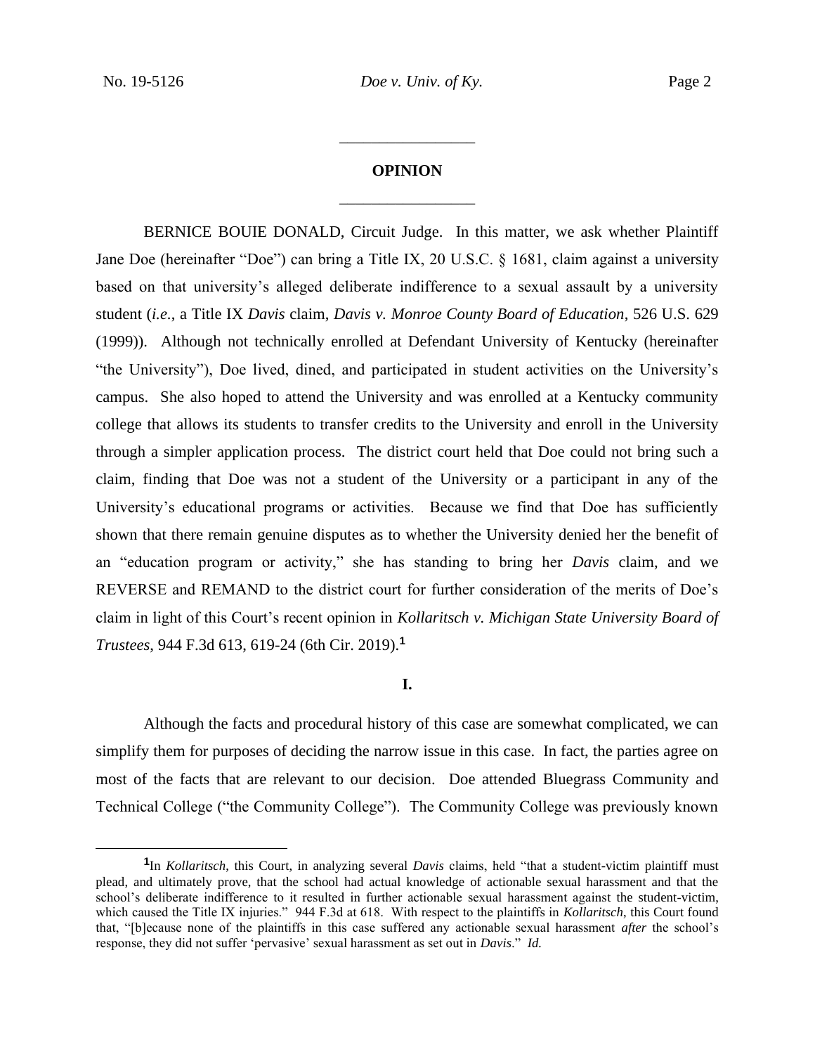## OPINION

BERNICE BOUIE DONALD, Circuit Judge. In this matter, we ask whether Plaintiff Jane Doe (hereinafter "Doe") can bring a Title IX, 20 U.S.C. § 1681, claim against a university based on that university's alleged deliberate indifference to a sexual assault by a university student (*i.e.*, a Title IX *Davis* claim, *Davis v. Monroe County Board of Education*, 526 U.S. 629 (1999)). Although not technically enrolled at Defendant University of Kentucky (hereinafter "the University"), Doe lived, dined, and participated in student activities on the University's campus. She also hoped to attend the University and was enrolled at a Kentucky community college that allows its students to transfer credits to the University and enroll in the University through a simpler application process. The district court held that Doe could not bring such a claim, finding that Doe was not a student of the University or a participant in any of the University's educational programs or activities. Because we find that Doe has sufficiently shown that there remain genuine disputes as to whether the University denied her the benefit of an "education program or activity," she has standing to bring her *Davis* claim, and we REVERSE and REMAND to the district court for further consideration of the merits of Doe's claim in light of this Court's recent opinion in *Kollaritsch v. Michigan State University Board of Trustees*, 944 F.3d 613, 619-24 (6th Cir. 2019).[1]

### I.

Although the facts and procedural history of this case are somewhat complicated, we can simplify them for purposes of deciding the narrow issue in this case. In fact, the parties agree on most of the facts that are relevant to our decision. Doe attended Bluegrass Community and Technical College ("the Community College"). The Community College was previously known

[1] In *Kollaritsch*, this Court, in analyzing several *Davis* claims, held "that a student-victim plaintiff must plead, and ultimately prove, that the school had actual knowledge of actionable sexual harassment and that the school's deliberate indifference to it resulted in further actionable sexual harassment against the student-victim, which caused the Title IX injuries." 944 F.3d at 618. With respect to the plaintiffs in *Kollaritsch*, this Court found that, "[b]ecause none of the plaintiffs in this case suffered any actionable sexual harassment *after* the school's response, they did not suffer 'pervasive' sexual harassment as set out in *Davis*." *Id.*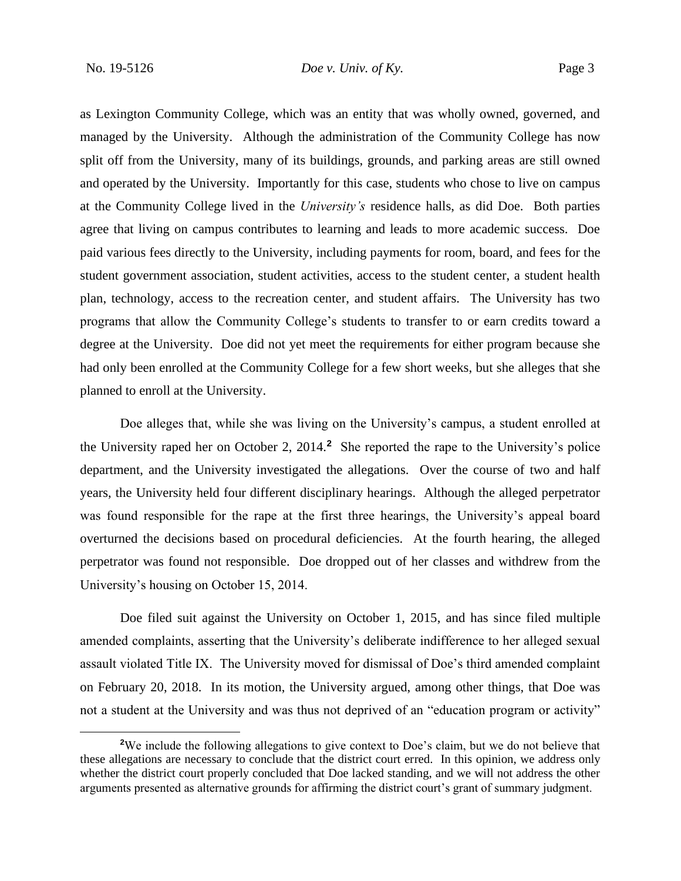as Lexington Community College, which was an entity that was wholly owned, governed, and managed by the University. Although the administration of the Community College has now split off from the University, many of its buildings, grounds, and parking areas are still owned and operated by the University. Importantly for this case, students who chose to live on campus at the Community College lived in the *University's* residence halls, as did Doe. Both parties agree that living on campus contributes to learning and leads to more academic success. Doe paid various fees directly to the University, including payments for room, board, and fees for the student government association, student activities, access to the student center, a student health plan, technology, access to the recreation center, and student affairs. The University has two programs that allow the Community College's students to transfer to or earn credits toward a degree at the University. Doe did not yet meet the requirements for either program because she had only been enrolled at the Community College for a few short weeks, but she alleges that she planned to enroll at the University.

Doe alleges that, while she was living on the University's campus, a student enrolled at the University raped her on October 2, 2014.[2] She reported the rape to the University's police department, and the University investigated the allegations. Over the course of two and half years, the University held four different disciplinary hearings. Although the alleged perpetrator was found responsible for the rape at the first three hearings, the University's appeal board overturned the decisions based on procedural deficiencies. At the fourth hearing, the alleged perpetrator was found not responsible. Doe dropped out of her classes and withdrew from the University's housing on October 15, 2014.

Doe filed suit against the University on October 1, 2015, and has since filed multiple amended complaints, asserting that the University's deliberate indifference to her alleged sexual assault violated Title IX. The University moved for dismissal of Doe's third amended complaint on February 20, 2018. In its motion, the University argued, among other things, that Doe was not a student at the University and was thus not deprived of an "education program or activity"

[2] We include the following allegations to give context to Doe's claim, but we do not believe that these allegations are necessary to conclude that the district court erred. In this opinion, we address only whether the district court properly concluded that Doe lacked standing, and we will not address the other arguments presented as alternative grounds for affirming the district court's grant of summary judgment.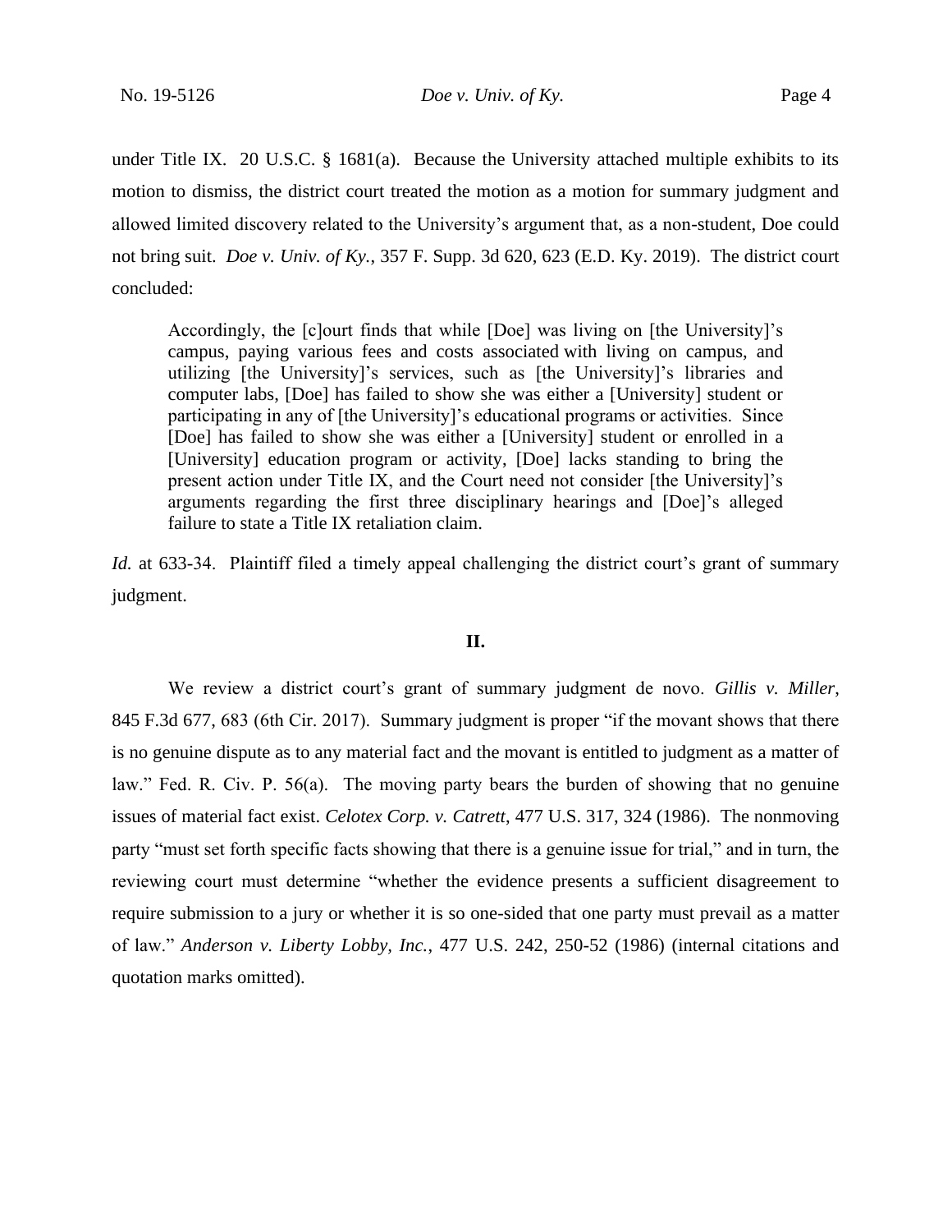under Title IX. 20 U.S.C. § 1681(a). Because the University attached multiple exhibits to its motion to dismiss, the district court treated the motion as a motion for summary judgment and allowed limited discovery related to the University's argument that, as a non-student, Doe could not bring suit. *Doe v. Univ. of Ky.*, 357 F. Supp. 3d 620, 623 (E.D. Ky. 2019). The district court concluded:

> Accordingly, the [c]ourt finds that while [Doe] was living on [the University]'s campus, paying various fees and costs associated with living on campus, and utilizing [the University]'s services, such as [the University]'s libraries and computer labs, [Doe] has failed to show she was either a [University] student or participating in any of [the University]'s educational programs or activities. Since [Doe] has failed to show she was either a [University] student or enrolled in a [University] education program or activity, [Doe] lacks standing to bring the present action under Title IX, and the Court need not consider [the University]'s arguments regarding the first three disciplinary hearings and [Doe]'s alleged failure to state a Title IX retaliation claim.

*Id.* at 633-34. Plaintiff filed a timely appeal challenging the district court's grant of summary judgment.

## II.

We review a district court's grant of summary judgment de novo. *Gillis v. Miller*, 845 F.3d 677, 683 (6th Cir. 2017). Summary judgment is proper "if the movant shows that there is no genuine dispute as to any material fact and the movant is entitled to judgment as a matter of law." Fed. R. Civ. P. 56(a). The moving party bears the burden of showing that no genuine issues of material fact exist. *Celotex Corp. v. Catrett*, 477 U.S. 317, 324 (1986). The nonmoving party "must set forth specific facts showing that there is a genuine issue for trial," and in turn, the reviewing court must determine "whether the evidence presents a sufficient disagreement to require submission to a jury or whether it is so one-sided that one party must prevail as a matter of law." *Anderson v. Liberty Lobby, Inc.*, 477 U.S. 242, 250-52 (1986) (internal citations and quotation marks omitted).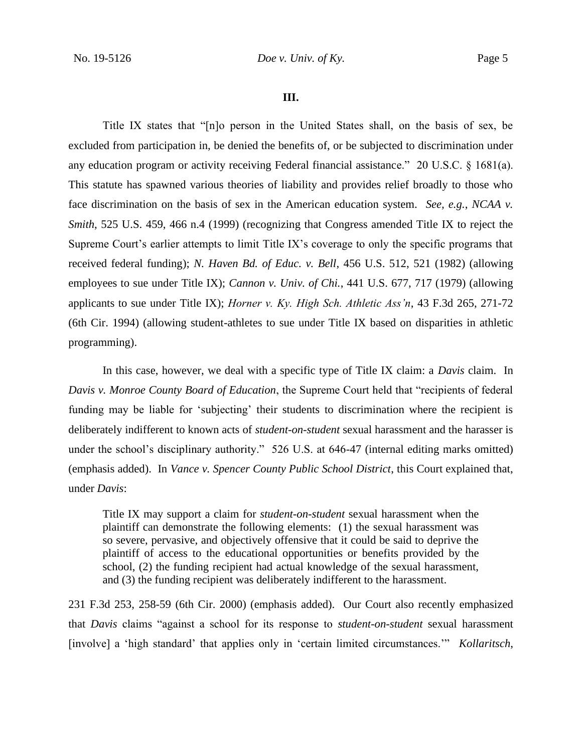### III.

Title IX states that "[n]o person in the United States shall, on the basis of sex, be excluded from participation in, be denied the benefits of, or be subjected to discrimination under any education program or activity receiving Federal financial assistance." 20 U.S.C. § 1681(a). This statute has spawned various theories of liability and provides relief broadly to those who face discrimination on the basis of sex in the American education system. *See, e.g.*, *NCAA v. Smith*, 525 U.S. 459, 466 n.4 (1999) (recognizing that Congress amended Title IX to reject the Supreme Court's earlier attempts to limit Title IX's coverage to only the specific programs that received federal funding); *N. Haven Bd. of Educ. v. Bell*, 456 U.S. 512, 521 (1982) (allowing employees to sue under Title IX); *Cannon v. Univ. of Chi.*, 441 U.S. 677, 717 (1979) (allowing applicants to sue under Title IX); *Horner v. Ky. High Sch. Athletic Ass'n*, 43 F.3d 265, 271-72 (6th Cir. 1994) (allowing student-athletes to sue under Title IX based on disparities in athletic programming).

In this case, however, we deal with a specific type of Title IX claim: a *Davis* claim. In *Davis v. Monroe County Board of Education*, the Supreme Court held that "recipients of federal funding may be liable for 'subjecting' their students to discrimination where the recipient is deliberately indifferent to known acts of *student-on-student* sexual harassment and the harasser is under the school's disciplinary authority." 526 U.S. at 646-47 (internal editing marks omitted) (emphasis added). In *Vance v. Spencer County Public School District*, this Court explained that, under *Davis*:

> Title IX may support a claim for *student-on-student* sexual harassment when the plaintiff can demonstrate the following elements: (1) the sexual harassment was so severe, pervasive, and objectively offensive that it could be said to deprive the plaintiff of access to the educational opportunities or benefits provided by the school, (2) the funding recipient had actual knowledge of the sexual harassment, and (3) the funding recipient was deliberately indifferent to the harassment.

231 F.3d 253, 258-59 (6th Cir. 2000) (emphasis added). Our Court also recently emphasized that *Davis* claims "against a school for its response to *student-on-student* sexual harassment [involve] a 'high standard' that applies only in 'certain limited circumstances.'" *Kollaritsch*,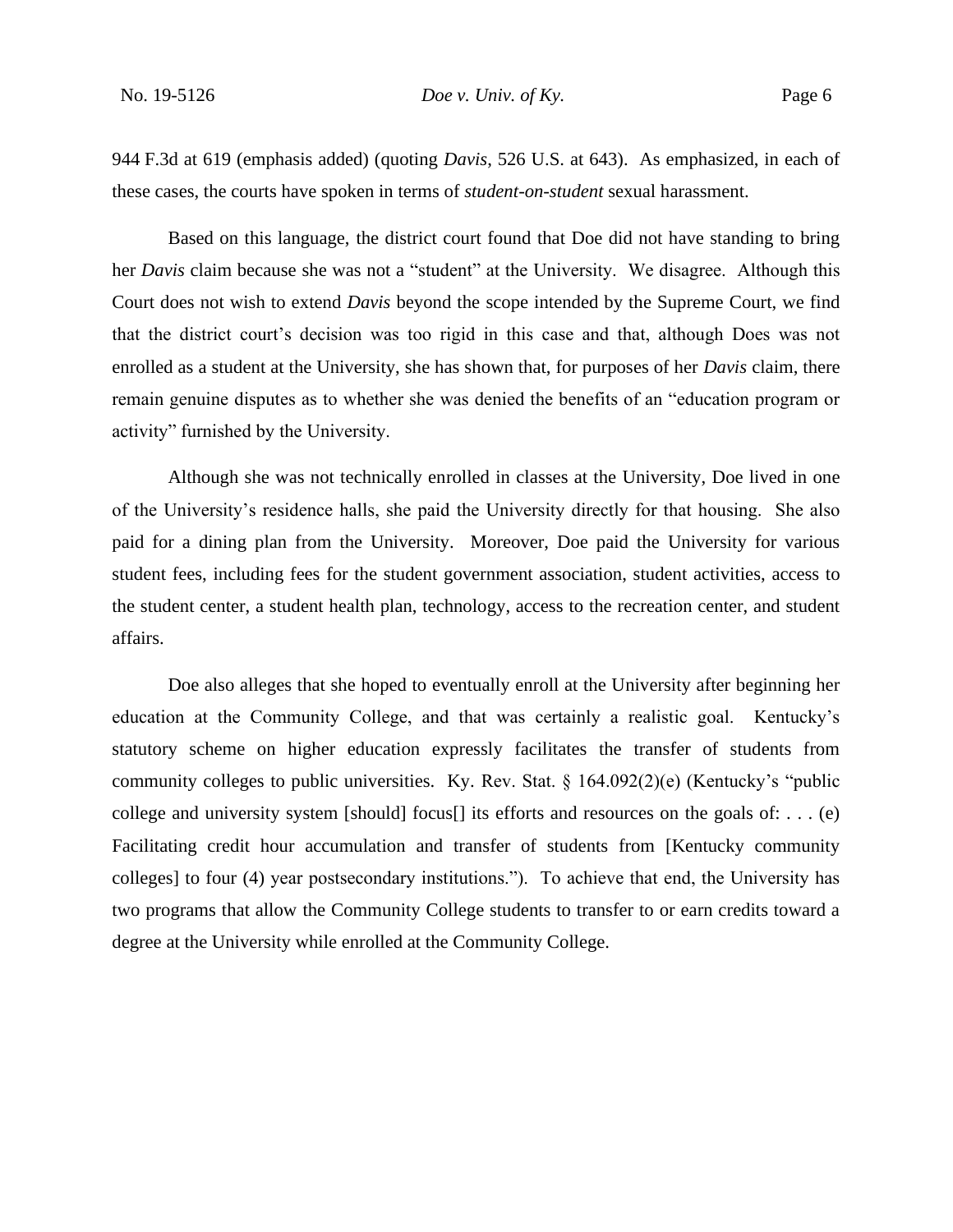944 F.3d at 619 (emphasis added) (quoting *Davis*, 526 U.S. at 643). As emphasized, in each of these cases, the courts have spoken in terms of *student-on-student* sexual harassment.

Based on this language, the district court found that Doe did not have standing to bring her *Davis* claim because she was not a "student" at the University. We disagree. Although this Court does not wish to extend *Davis* beyond the scope intended by the Supreme Court, we find that the district court's decision was too rigid in this case and that, although Does was not enrolled as a student at the University, she has shown that, for purposes of her *Davis* claim, there remain genuine disputes as to whether she was denied the benefits of an "education program or activity" furnished by the University.

Although she was not technically enrolled in classes at the University, Doe lived in one of the University's residence halls, she paid the University directly for that housing. She also paid for a dining plan from the University. Moreover, Doe paid the University for various student fees, including fees for the student government association, student activities, access to the student center, a student health plan, technology, access to the recreation center, and student affairs.

Doe also alleges that she hoped to eventually enroll at the University after beginning her education at the Community College, and that was certainly a realistic goal. Kentucky's statutory scheme on higher education expressly facilitates the transfer of students from community colleges to public universities. Ky. Rev. Stat. § 164.092(2)(e) (Kentucky's "public college and university system [should] focus[] its efforts and resources on the goals of: . . . (e) Facilitating credit hour accumulation and transfer of students from [Kentucky community colleges] to four (4) year postsecondary institutions."). To achieve that end, the University has two programs that allow the Community College students to transfer to or earn credits toward a degree at the University while enrolled at the Community College.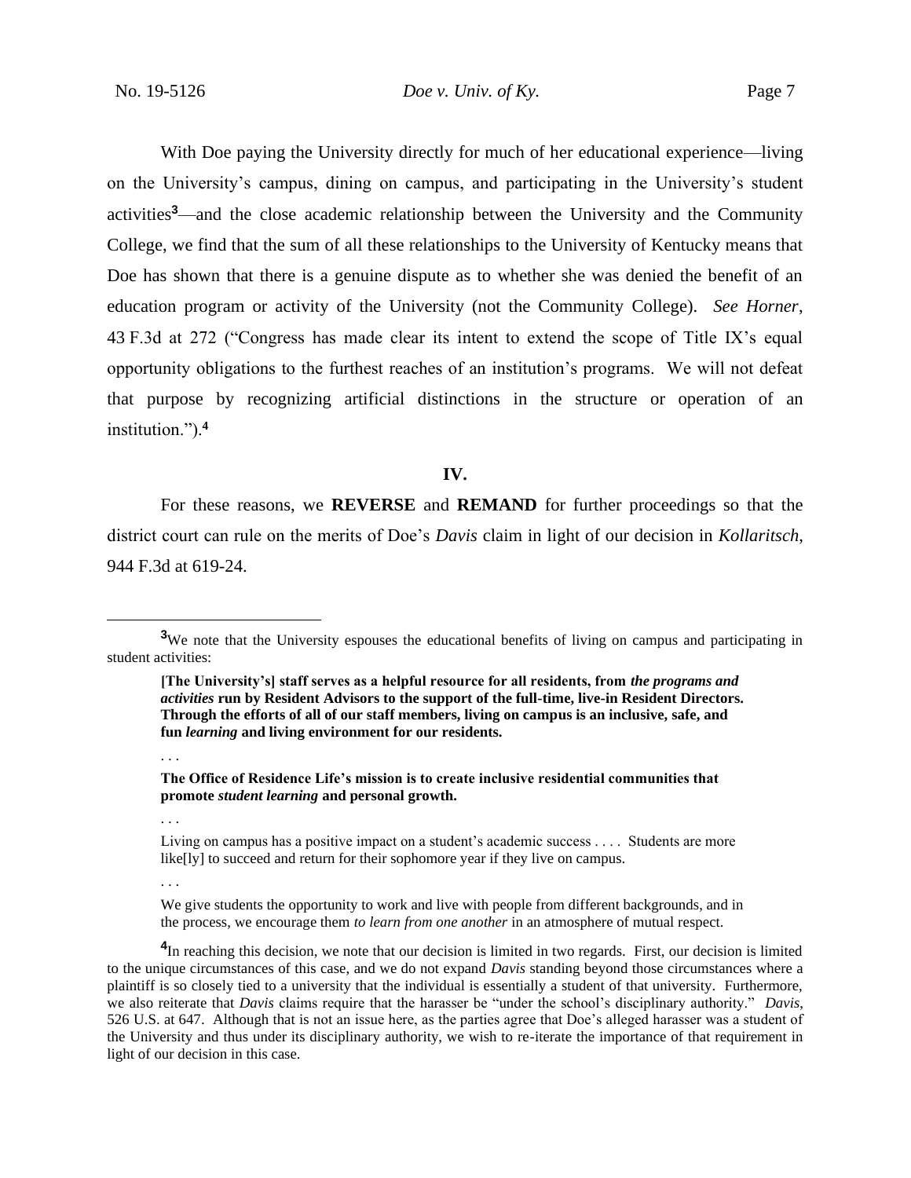With Doe paying the University directly for much of her educational experience—living on the University's campus, dining on campus, and participating in the University's student activities[3]—and the close academic relationship between the University and the Community College, we find that the sum of all these relationships to the University of Kentucky means that Doe has shown that there is a genuine dispute as to whether she was denied the benefit of an education program or activity of the University (not the Community College). *See Horner*, 43 F.3d at 272 ("Congress has made clear its intent to extend the scope of Title IX's equal opportunity obligations to the furthest reaches of an institution's programs. We will not defeat that purpose by recognizing artificial distinctions in the structure or operation of an institution.").[4]

## IV.

For these reasons, we **REVERSE** and **REMAND** for further proceedings so that the district court can rule on the merits of Doe's *Davis* claim in light of our decision in *Kollaritsch*, 944 F.3d at 619-24.

---

[3] We note that the University espouses the educational benefits of living on campus and participating in student activities:

> **[The University's] staff serves as a helpful resource for all residents, from *the programs and activities* run by Resident Advisors to the support of the full-time, live-in Resident Directors. Through the efforts of all of our staff members, living on campus is an inclusive, safe, and fun *learning* and living environment for our residents.**
>
> . . .
>
> **The Office of Residence Life's mission is to create inclusive residential communities that promote *student learning* and personal growth.**
>
> . . .
>
> Living on campus has a positive impact on a student's academic success . . . . Students are more like[ly] to succeed and return for their sophomore year if they live on campus.
>
> . . .
>
> We give students the opportunity to work and live with people from different backgrounds, and in the process, we encourage them *to learn from one another* in an atmosphere of mutual respect.

[4] In reaching this decision, we note that our decision is limited in two regards. First, our decision is limited to the unique circumstances of this case, and we do not expand *Davis* standing beyond those circumstances where a plaintiff is so closely tied to a university that the individual is essentially a student of that university. Furthermore, we also reiterate that *Davis* claims require that the harasser be "under the school's disciplinary authority." *Davis*, 526 U.S. at 647. Although that is not an issue here, as the parties agree that Doe's alleged harasser was a student of the University and thus under its disciplinary authority, we wish to re-iterate the importance of that requirement in light of our decision in this case.